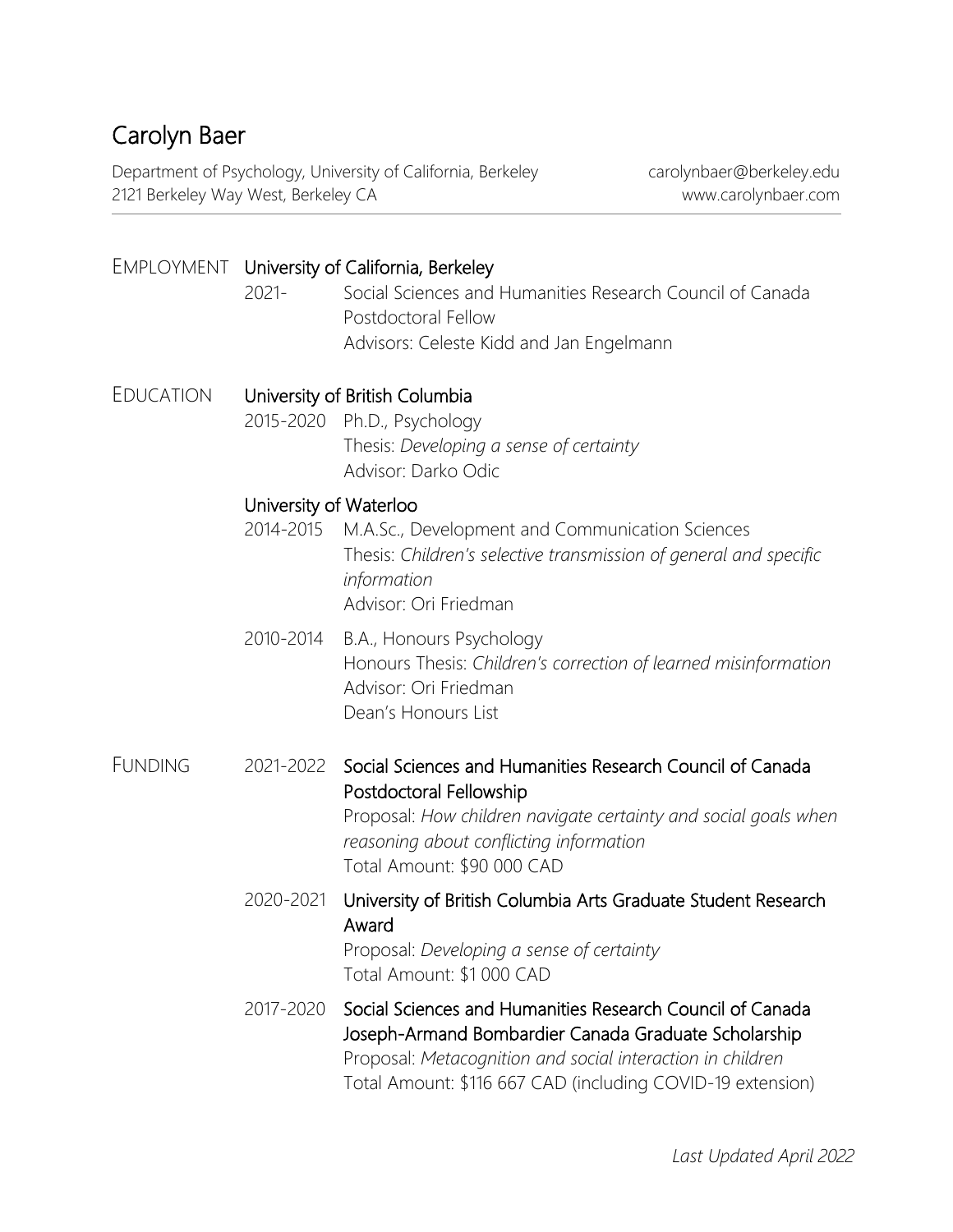# Carolyn Baer

Department of Psychology, University of California, Berkeley
2121 Berkeley Way West, Berkeley CA

carolynbaer@berkeley.edu
www.carolynbaer.com

---

## Employment

**University of California, Berkeley**

2021- Social Sciences and Humanities Research Council of Canada Postdoctoral Fellow
Advisors: Celeste Kidd and Jan Engelmann

## Education

**University of British Columbia**

2015-2020 Ph.D., Psychology
Thesis: *Developing a sense of certainty*
Advisor: Darko Odic

**University of Waterloo**

2014-2015 M.A.Sc., Development and Communication Sciences
Thesis: *Children's selective transmission of general and specific information*
Advisor: Ori Friedman

2010-2014 B.A., Honours Psychology
Honours Thesis: *Children's correction of learned misinformation*
Advisor: Ori Friedman
Dean's Honours List

## Funding

2021-2022 **Social Sciences and Humanities Research Council of Canada Postdoctoral Fellowship**
Proposal: *How children navigate certainty and social goals when reasoning about conflicting information*
Total Amount: $90 000 CAD

2020-2021 **University of British Columbia Arts Graduate Student Research Award**
Proposal: *Developing a sense of certainty*
Total Amount: $1 000 CAD

2017-2020 **Social Sciences and Humanities Research Council of Canada Joseph-Armand Bombardier Canada Graduate Scholarship**
Proposal: *Metacognition and social interaction in children*
Total Amount: $116 667 CAD (including COVID-19 extension)

*Last Updated April 2022*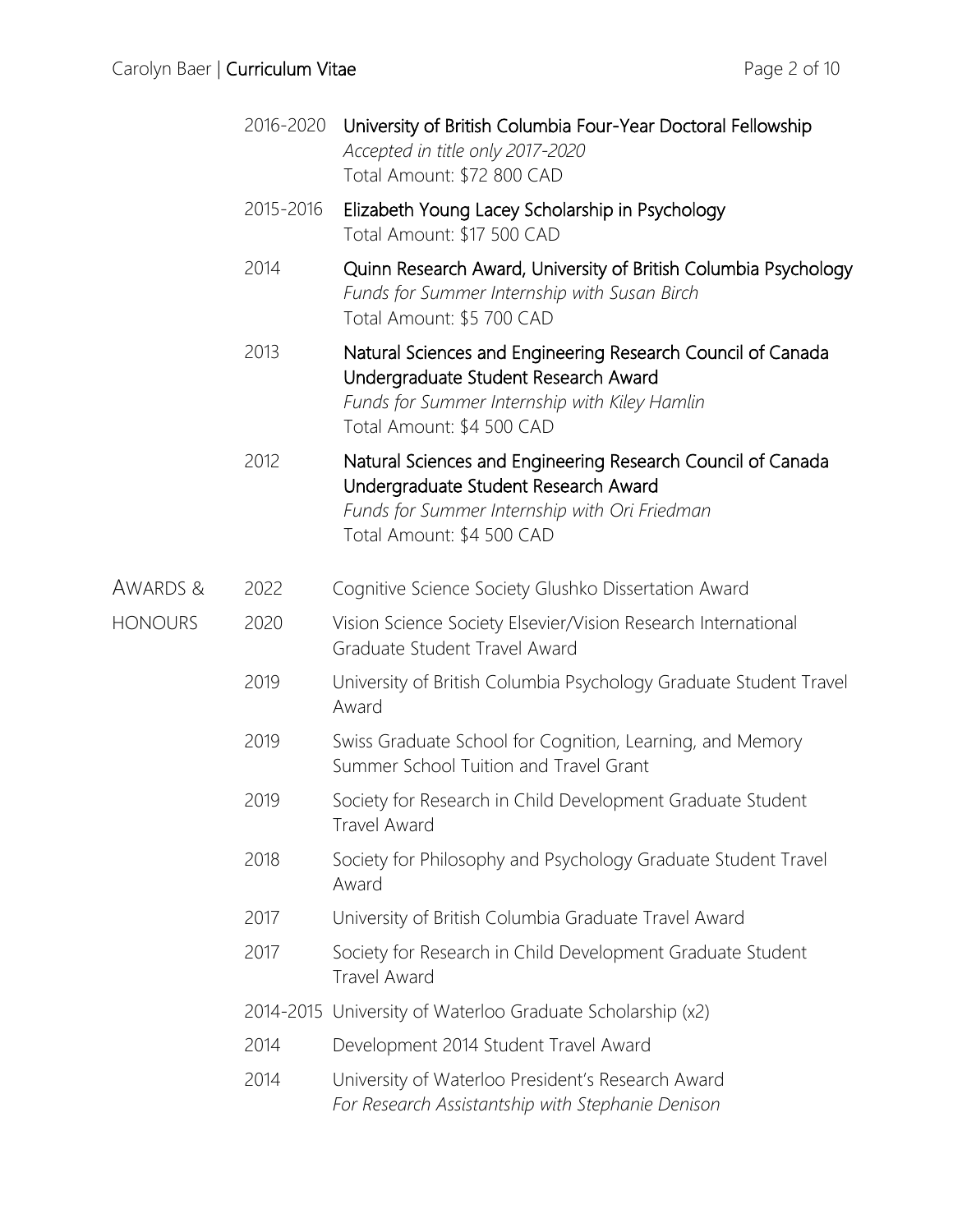**2016-2020** **University of British Columbia Four-Year Doctoral Fellowship**
*Accepted in title only 2017-2020*
Total Amount: $72 800 CAD

**2015-2016** **Elizabeth Young Lacey Scholarship in Psychology**
Total Amount: $17 500 CAD

**2014** **Quinn Research Award, University of British Columbia Psychology**
*Funds for Summer Internship with Susan Birch*
Total Amount: $5 700 CAD

**2013** **Natural Sciences and Engineering Research Council of Canada Undergraduate Student Research Award**
*Funds for Summer Internship with Kiley Hamlin*
Total Amount: $4 500 CAD

**2012** **Natural Sciences and Engineering Research Council of Canada Undergraduate Student Research Award**
*Funds for Summer Internship with Ori Friedman*
Total Amount: $4 500 CAD

## AWARDS & HONOURS

- 2022 Cognitive Science Society Glushko Dissertation Award
- 2020 Vision Science Society Elsevier/Vision Research International Graduate Student Travel Award
- 2019 University of British Columbia Psychology Graduate Student Travel Award
- 2019 Swiss Graduate School for Cognition, Learning, and Memory Summer School Tuition and Travel Grant
- 2019 Society for Research in Child Development Graduate Student Travel Award
- 2018 Society for Philosophy and Psychology Graduate Student Travel Award
- 2017 University of British Columbia Graduate Travel Award
- 2017 Society for Research in Child Development Graduate Student Travel Award
- 2014-2015 University of Waterloo Graduate Scholarship (x2)
- 2014 Development 2014 Student Travel Award
- 2014 University of Waterloo President's Research Award
  *For Research Assistantship with Stephanie Denison*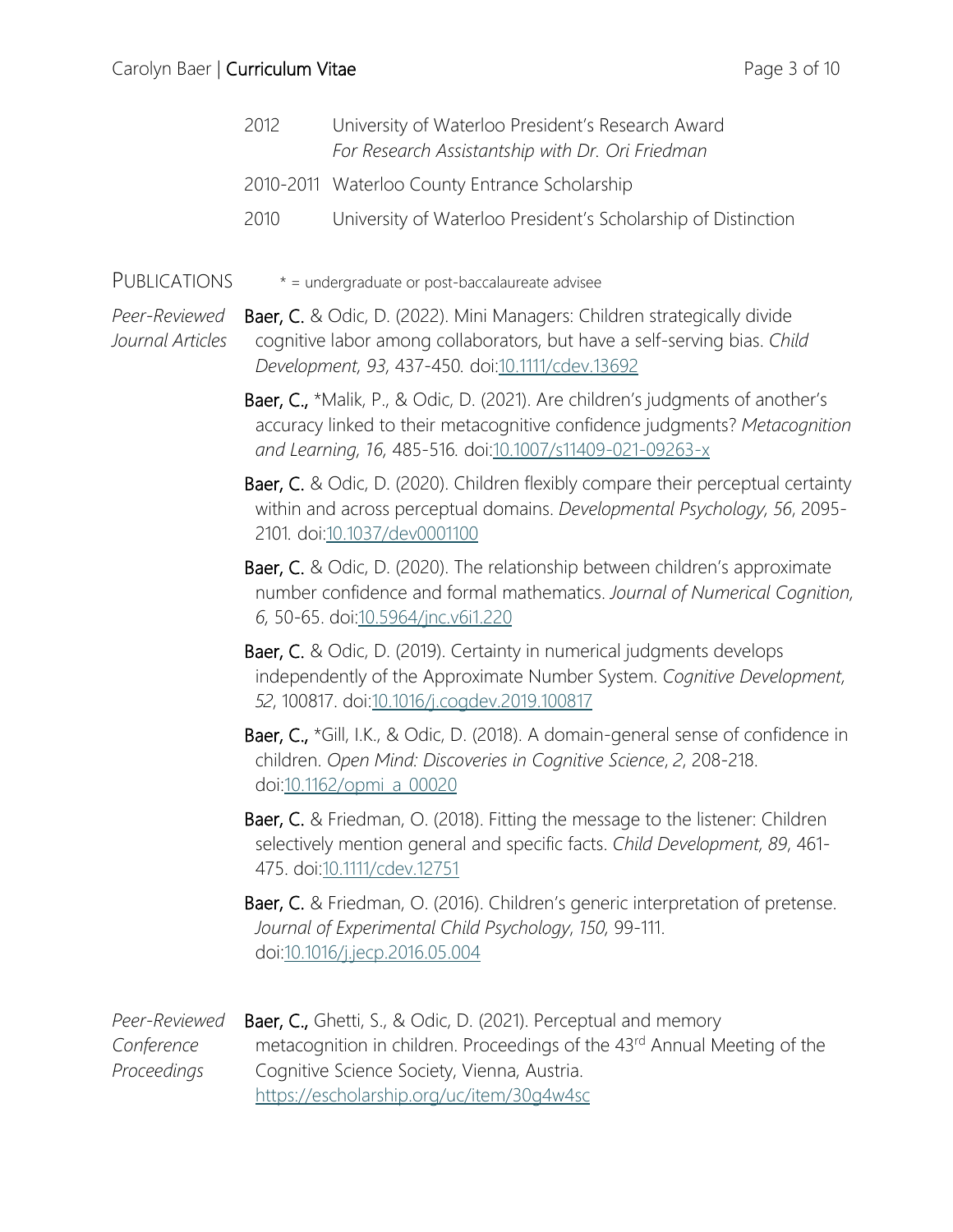2012 University of Waterloo President's Research Award
*For Research Assistantship with Dr. Ori Friedman*

2010-2011 Waterloo County Entrance Scholarship

2010 University of Waterloo President's Scholarship of Distinction

## PUBLICATIONS

\* = undergraduate or post-baccalaureate advisee

### *Peer-Reviewed Journal Articles*

**Baer, C.** & Odic, D. (2022). Mini Managers: Children strategically divide cognitive labor among collaborators, but have a self-serving bias. *Child Development*, *93*, 437-450. doi:10.1111/cdev.13692

**Baer, C.,** *Malik, P., & Odic, D. (2021). Are children's judgments of another's accuracy linked to their metacognitive confidence judgments? *Metacognition and Learning*, *16*, 485-516. doi:10.1007/s11409-021-09263-x

**Baer, C.** & Odic, D. (2020). Children flexibly compare their perceptual certainty within and across perceptual domains. *Developmental Psychology*, *56*, 2095-2101. doi:10.1037/dev0001100

**Baer, C.** & Odic, D. (2020). The relationship between children's approximate number confidence and formal mathematics. *Journal of Numerical Cognition*, *6*, 50-65. doi:10.5964/jnc.v6i1.220

**Baer, C.** & Odic, D. (2019). Certainty in numerical judgments develops independently of the Approximate Number System. *Cognitive Development*, *52*, 100817. doi:10.1016/j.cogdev.2019.100817

**Baer, C.,** *Gill, I.K., & Odic, D. (2018). A domain-general sense of confidence in children. *Open Mind: Discoveries in Cognitive Science*, *2*, 208-218. doi:10.1162/opmi_a_00020

**Baer, C.** & Friedman, O. (2018). Fitting the message to the listener: Children selectively mention general and specific facts. *Child Development*, *89*, 461-475. doi:10.1111/cdev.12751

**Baer, C.** & Friedman, O. (2016). Children's generic interpretation of pretense. *Journal of Experimental Child Psychology*, *150*, 99-111. doi:10.1016/j.jecp.2016.05.004

### *Peer-Reviewed Conference Proceedings*

**Baer, C.,** Ghetti, S., & Odic, D. (2021). Perceptual and memory metacognition in children. Proceedings of the 43rd Annual Meeting of the Cognitive Science Society, Vienna, Austria. https://escholarship.org/uc/item/30g4w4sc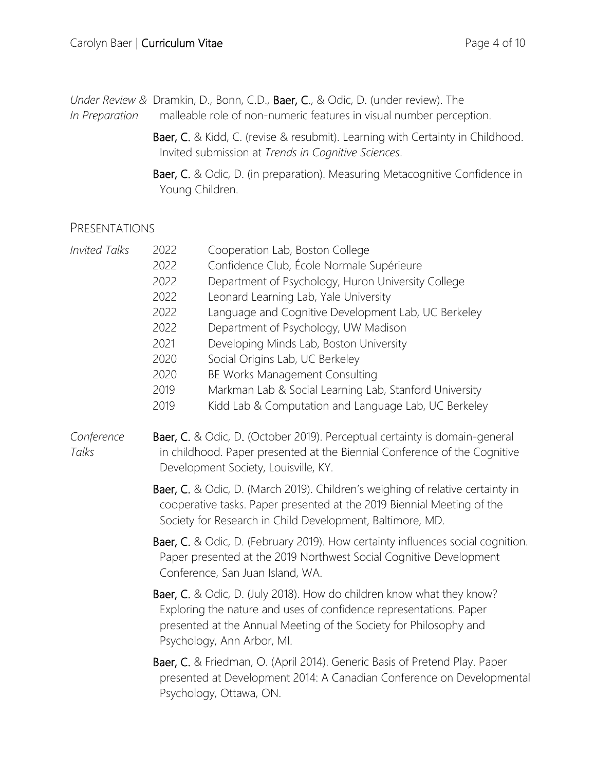*Under Review & In Preparation*

Dramkin, D., Bonn, C.D., **Baer, C.**, & Odic, D. (under review). The malleable role of non-numeric features in visual number perception.

**Baer, C.** & Kidd, C. (revise & resubmit). Learning with Certainty in Childhood. Invited submission at *Trends in Cognitive Sciences*.

**Baer, C.** & Odic, D. (in preparation). Measuring Metacognitive Confidence in Young Children.

## PRESENTATIONS

*Invited Talks*

| | |
|---|---|
| 2022 | Cooperation Lab, Boston College |
| 2022 | Confidence Club, École Normale Supérieure |
| 2022 | Department of Psychology, Huron University College |
| 2022 | Leonard Learning Lab, Yale University |
| 2022 | Language and Cognitive Development Lab, UC Berkeley |
| 2022 | Department of Psychology, UW Madison |
| 2021 | Developing Minds Lab, Boston University |
| 2020 | Social Origins Lab, UC Berkeley |
| 2020 | BE Works Management Consulting |
| 2019 | Markman Lab & Social Learning Lab, Stanford University |
| 2019 | Kidd Lab & Computation and Language Lab, UC Berkeley |

*Conference Talks*

**Baer, C.** & Odic, D. (October 2019). Perceptual certainty is domain-general in childhood. Paper presented at the Biennial Conference of the Cognitive Development Society, Louisville, KY.

**Baer, C.** & Odic, D. (March 2019). Children's weighing of relative certainty in cooperative tasks. Paper presented at the 2019 Biennial Meeting of the Society for Research in Child Development, Baltimore, MD.

**Baer, C.** & Odic, D. (February 2019). How certainty influences social cognition. Paper presented at the 2019 Northwest Social Cognitive Development Conference, San Juan Island, WA.

**Baer, C.** & Odic, D. (July 2018). How do children know what they know? Exploring the nature and uses of confidence representations. Paper presented at the Annual Meeting of the Society for Philosophy and Psychology, Ann Arbor, MI.

**Baer, C.** & Friedman, O. (April 2014). Generic Basis of Pretend Play. Paper presented at Development 2014: A Canadian Conference on Developmental Psychology, Ottawa, ON.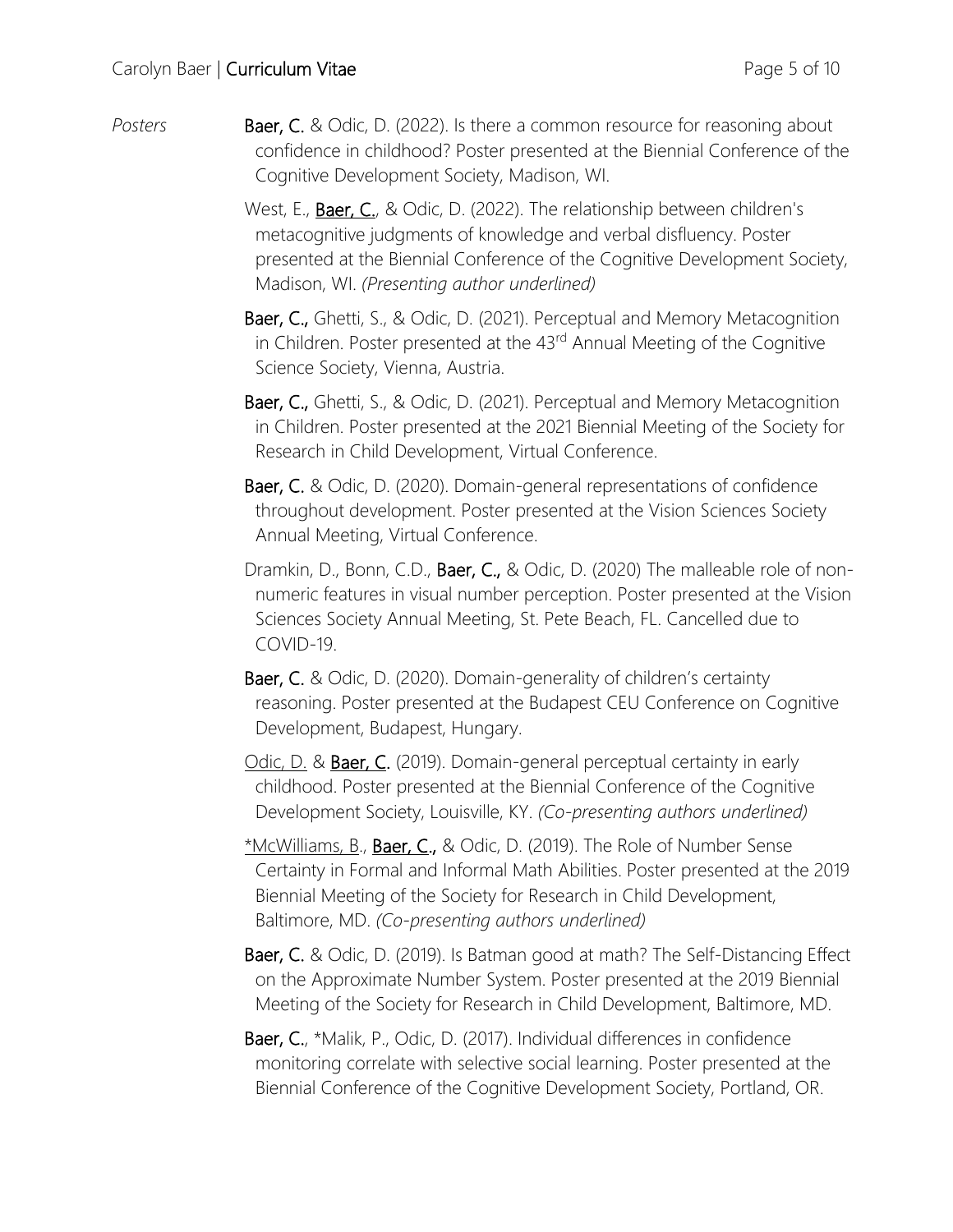*Posters*

**Baer, C.** & Odic, D. (2022). Is there a common resource for reasoning about confidence in childhood? Poster presented at the Biennial Conference of the Cognitive Development Society, Madison, WI.

West, E., <u>**Baer, C.**</u>, & Odic, D. (2022). The relationship between children's metacognitive judgments of knowledge and verbal disfluency. Poster presented at the Biennial Conference of the Cognitive Development Society, Madison, WI. *(Presenting author underlined)*

**Baer, C.,** Ghetti, S., & Odic, D. (2021). Perceptual and Memory Metacognition in Children. Poster presented at the 43rd Annual Meeting of the Cognitive Science Society, Vienna, Austria.

**Baer, C.,** Ghetti, S., & Odic, D. (2021). Perceptual and Memory Metacognition in Children. Poster presented at the 2021 Biennial Meeting of the Society for Research in Child Development, Virtual Conference.

**Baer, C.** & Odic, D. (2020). Domain-general representations of confidence throughout development. Poster presented at the Vision Sciences Society Annual Meeting, Virtual Conference.

Dramkin, D., Bonn, C.D., **Baer, C.,** & Odic, D. (2020) The malleable role of non-numeric features in visual number perception. Poster presented at the Vision Sciences Society Annual Meeting, St. Pete Beach, FL. Cancelled due to COVID-19.

**Baer, C.** & Odic, D. (2020). Domain-generality of children's certainty reasoning. Poster presented at the Budapest CEU Conference on Cognitive Development, Budapest, Hungary.

<u>Odic, D.</u> & <u>**Baer, C.**</u> (2019). Domain-general perceptual certainty in early childhood. Poster presented at the Biennial Conference of the Cognitive Development Society, Louisville, KY. *(Co-presenting authors underlined)*

<u>*McWilliams, B.</u>, <u>**Baer, C.,**</u> & Odic, D. (2019). The Role of Number Sense Certainty in Formal and Informal Math Abilities. Poster presented at the 2019 Biennial Meeting of the Society for Research in Child Development, Baltimore, MD. *(Co-presenting authors underlined)*

**Baer, C.** & Odic, D. (2019). Is Batman good at math? The Self-Distancing Effect on the Approximate Number System. Poster presented at the 2019 Biennial Meeting of the Society for Research in Child Development, Baltimore, MD.

**Baer, C.**, *Malik, P., Odic, D. (2017). Individual differences in confidence monitoring correlate with selective social learning. Poster presented at the Biennial Conference of the Cognitive Development Society, Portland, OR.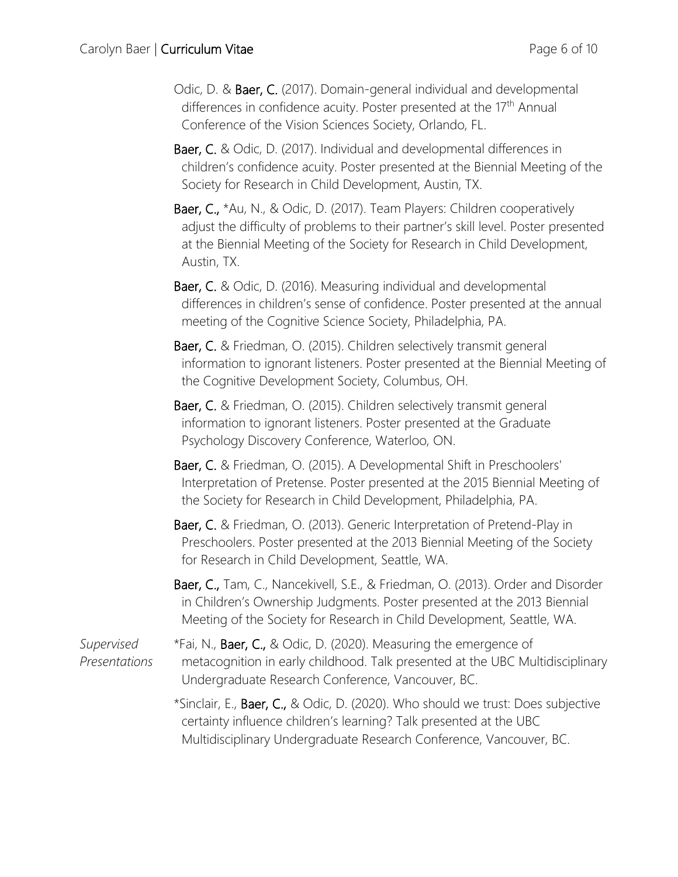Odic, D. & **Baer, C.** (2017). Domain-general individual and developmental differences in confidence acuity. Poster presented at the 17th Annual Conference of the Vision Sciences Society, Orlando, FL.

**Baer, C.** & Odic, D. (2017). Individual and developmental differences in children's confidence acuity. Poster presented at the Biennial Meeting of the Society for Research in Child Development, Austin, TX.

**Baer, C.,** *Au, N., & Odic, D. (2017). Team Players: Children cooperatively adjust the difficulty of problems to their partner's skill level. Poster presented at the Biennial Meeting of the Society for Research in Child Development, Austin, TX.

**Baer, C.** & Odic, D. (2016). Measuring individual and developmental differences in children's sense of confidence. Poster presented at the annual meeting of the Cognitive Science Society, Philadelphia, PA.

**Baer, C.** & Friedman, O. (2015). Children selectively transmit general information to ignorant listeners. Poster presented at the Biennial Meeting of the Cognitive Development Society, Columbus, OH.

**Baer, C.** & Friedman, O. (2015). Children selectively transmit general information to ignorant listeners. Poster presented at the Graduate Psychology Discovery Conference, Waterloo, ON.

**Baer, C.** & Friedman, O. (2015). A Developmental Shift in Preschoolers' Interpretation of Pretense. Poster presented at the 2015 Biennial Meeting of the Society for Research in Child Development, Philadelphia, PA.

**Baer, C.** & Friedman, O. (2013). Generic Interpretation of Pretend-Play in Preschoolers. Poster presented at the 2013 Biennial Meeting of the Society for Research in Child Development, Seattle, WA.

**Baer, C.,** Tam, C., Nancekivell, S.E., & Friedman, O. (2013). Order and Disorder in Children's Ownership Judgments. Poster presented at the 2013 Biennial Meeting of the Society for Research in Child Development, Seattle, WA.

*Supervised Presentations*

*Fai, N., **Baer, C.,** & Odic, D. (2020). Measuring the emergence of metacognition in early childhood. Talk presented at the UBC Multidisciplinary Undergraduate Research Conference, Vancouver, BC.

*Sinclair, E., **Baer, C.,** & Odic, D. (2020). Who should we trust: Does subjective certainty influence children's learning? Talk presented at the UBC Multidisciplinary Undergraduate Research Conference, Vancouver, BC.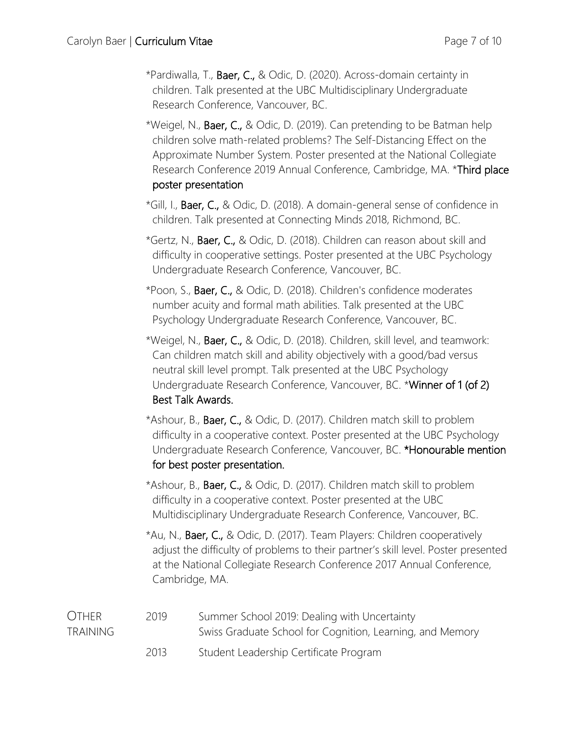*Pardiwalla, T., **Baer, C.,** & Odic, D. (2020). Across-domain certainty in children. Talk presented at the UBC Multidisciplinary Undergraduate Research Conference, Vancouver, BC.

*Weigel, N., **Baer, C.,** & Odic, D. (2019). Can pretending to be Batman help children solve math-related problems? The Self-Distancing Effect on the Approximate Number System. Poster presented at the National Collegiate Research Conference 2019 Annual Conference, Cambridge, MA. ***Third place poster presentation**

*Gill, I., **Baer, C.,** & Odic, D. (2018). A domain-general sense of confidence in children. Talk presented at Connecting Minds 2018, Richmond, BC.

*Gertz, N., **Baer, C.,** & Odic, D. (2018). Children can reason about skill and difficulty in cooperative settings. Poster presented at the UBC Psychology Undergraduate Research Conference, Vancouver, BC.

*Poon, S., **Baer, C.,** & Odic, D. (2018). Children's confidence moderates number acuity and formal math abilities. Talk presented at the UBC Psychology Undergraduate Research Conference, Vancouver, BC.

*Weigel, N., **Baer, C.,** & Odic, D. (2018). Children, skill level, and teamwork: Can children match skill and ability objectively with a good/bad versus neutral skill level prompt. Talk presented at the UBC Psychology Undergraduate Research Conference, Vancouver, BC. ***Winner of 1 (of 2) Best Talk Awards.**

*Ashour, B., **Baer, C.,** & Odic, D. (2017). Children match skill to problem difficulty in a cooperative context. Poster presented at the UBC Psychology Undergraduate Research Conference, Vancouver, BC. ***Honourable mention for best poster presentation.**

*Ashour, B., **Baer, C.,** & Odic, D. (2017). Children match skill to problem difficulty in a cooperative context. Poster presented at the UBC Multidisciplinary Undergraduate Research Conference, Vancouver, BC.

*Au, N., **Baer, C.,** & Odic, D. (2017). Team Players: Children cooperatively adjust the difficulty of problems to their partner's skill level. Poster presented at the National Collegiate Research Conference 2017 Annual Conference, Cambridge, MA.

## Other Training

| | |
|---|---|
| 2019 | Summer School 2019: Dealing with Uncertainty<br>Swiss Graduate School for Cognition, Learning, and Memory |
| 2013 | Student Leadership Certificate Program |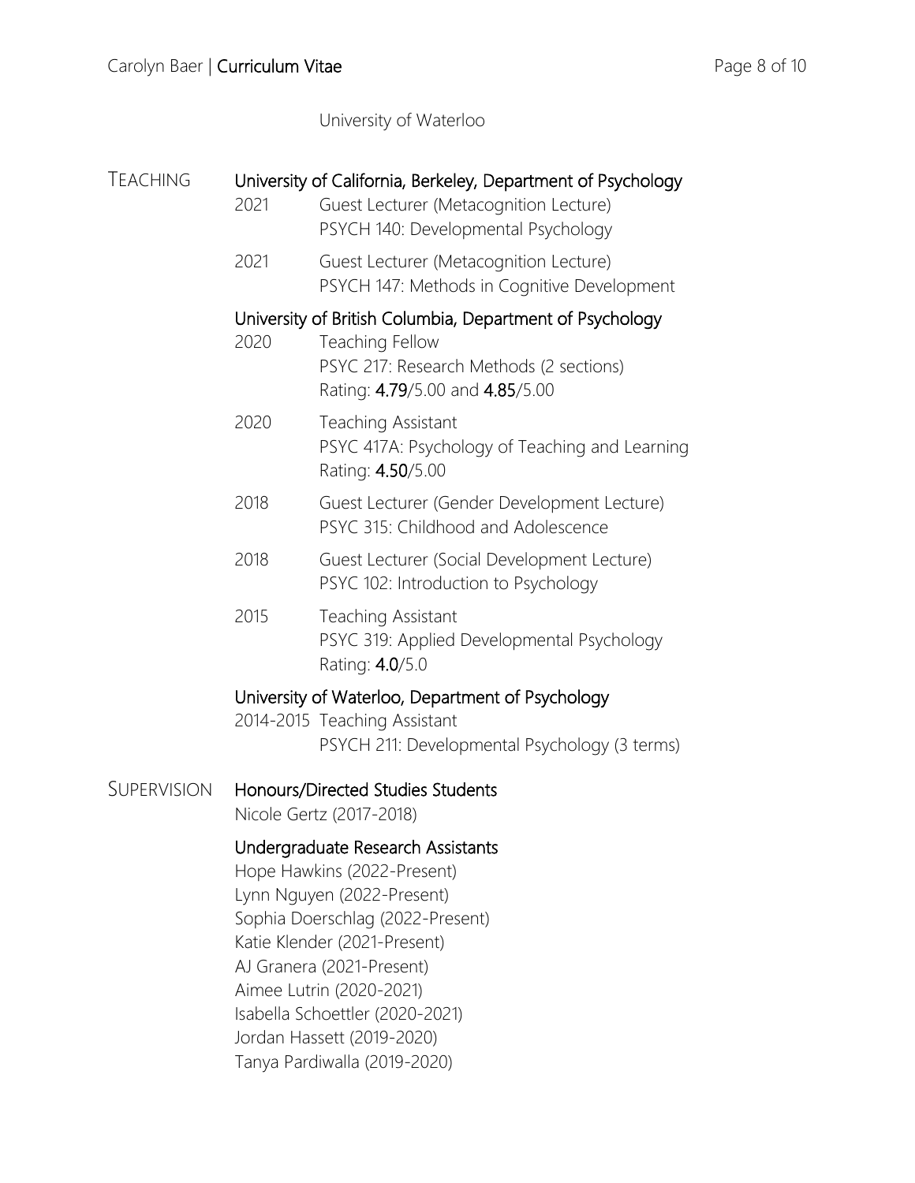University of Waterloo

## TEACHING

### University of California, Berkeley, Department of Psychology

2021 Guest Lecturer (Metacognition Lecture)
PSYCH 140: Developmental Psychology

2021 Guest Lecturer (Metacognition Lecture)
PSYCH 147: Methods in Cognitive Development

### University of British Columbia, Department of Psychology

2020 Teaching Fellow
PSYC 217: Research Methods (2 sections)
Rating: **4.79**/5.00 and **4.85**/5.00

2020 Teaching Assistant
PSYC 417A: Psychology of Teaching and Learning
Rating: **4.50**/5.00

2018 Guest Lecturer (Gender Development Lecture)
PSYC 315: Childhood and Adolescence

2018 Guest Lecturer (Social Development Lecture)
PSYC 102: Introduction to Psychology

2015 Teaching Assistant
PSYC 319: Applied Developmental Psychology
Rating: **4.0**/5.0

### University of Waterloo, Department of Psychology

2014-2015 Teaching Assistant
PSYCH 211: Developmental Psychology (3 terms)

## SUPERVISION

### Honours/Directed Studies Students

Nicole Gertz (2017-2018)

### Undergraduate Research Assistants

Hope Hawkins (2022-Present)
Lynn Nguyen (2022-Present)
Sophia Doerschlag (2022-Present)
Katie Klender (2021-Present)
AJ Granera (2021-Present)
Aimee Lutrin (2020-2021)
Isabella Schoettler (2020-2021)
Jordan Hassett (2019-2020)
Tanya Pardiwalla (2019-2020)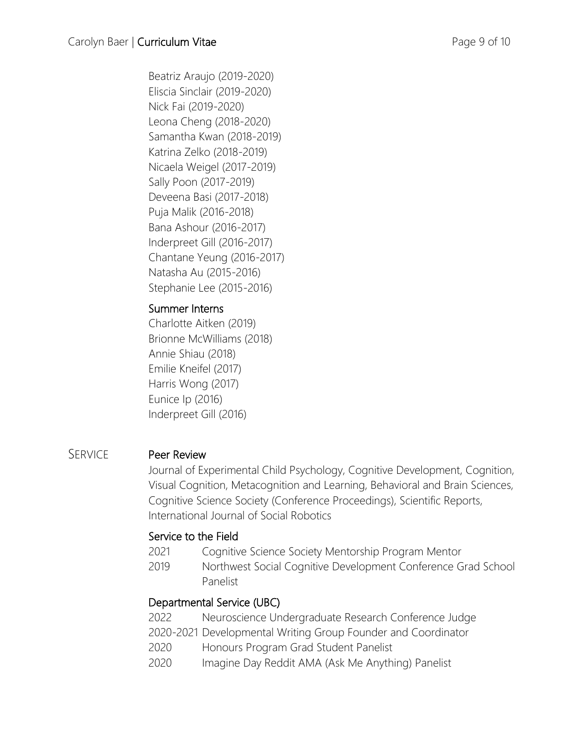Beatriz Araujo (2019-2020)
Eliscia Sinclair (2019-2020)
Nick Fai (2019-2020)
Leona Cheng (2018-2020)
Samantha Kwan (2018-2019)
Katrina Zelko (2018-2019)
Nicaela Weigel (2017-2019)
Sally Poon (2017-2019)
Deveena Basi (2017-2018)
Puja Malik (2016-2018)
Bana Ashour (2016-2017)
Inderpreet Gill (2016-2017)
Chantane Yeung (2016-2017)
Natasha Au (2015-2016)
Stephanie Lee (2015-2016)

### Summer Interns

Charlotte Aitken (2019)
Brionne McWilliams (2018)
Annie Shiau (2018)
Emilie Kneifel (2017)
Harris Wong (2017)
Eunice Ip (2016)
Inderpreet Gill (2016)

## SERVICE

### Peer Review

Journal of Experimental Child Psychology, Cognitive Development, Cognition, Visual Cognition, Metacognition and Learning, Behavioral and Brain Sciences, Cognitive Science Society (Conference Proceedings), Scientific Reports, International Journal of Social Robotics

### Service to the Field

2021 Cognitive Science Society Mentorship Program Mentor
2019 Northwest Social Cognitive Development Conference Grad School Panelist

### Departmental Service (UBC)

2022 Neuroscience Undergraduate Research Conference Judge
2020-2021 Developmental Writing Group Founder and Coordinator
2020 Honours Program Grad Student Panelist
2020 Imagine Day Reddit AMA (Ask Me Anything) Panelist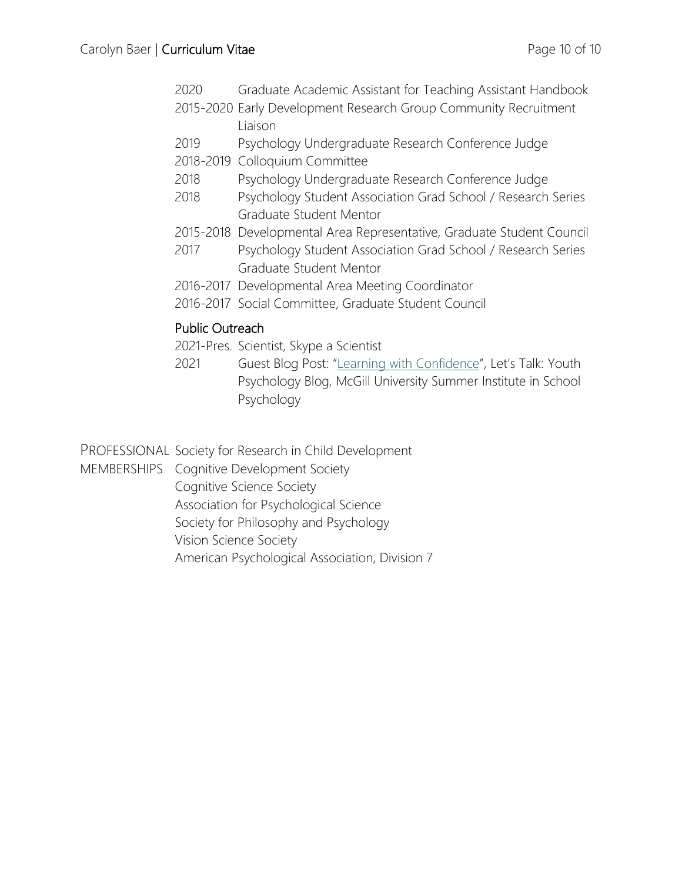2020 Graduate Academic Assistant for Teaching Assistant Handbook

2015-2020 Early Development Research Group Community Recruitment Liaison

2019 Psychology Undergraduate Research Conference Judge

2018-2019 Colloquium Committee

2018 Psychology Undergraduate Research Conference Judge

2018 Psychology Student Association Grad School / Research Series Graduate Student Mentor

2015-2018 Developmental Area Representative, Graduate Student Council

2017 Psychology Student Association Grad School / Research Series Graduate Student Mentor

2016-2017 Developmental Area Meeting Coordinator

2016-2017 Social Committee, Graduate Student Council

### Public Outreach

2021-Pres. Scientist, Skype a Scientist

2021 Guest Blog Post: "Learning with Confidence", Let's Talk: Youth Psychology Blog, McGill University Summer Institute in School Psychology

## PROFESSIONAL MEMBERSHIPS

Society for Research in Child Development

Cognitive Development Society

Cognitive Science Society

Association for Psychological Science

Society for Philosophy and Psychology

Vision Science Society

American Psychological Association, Division 7